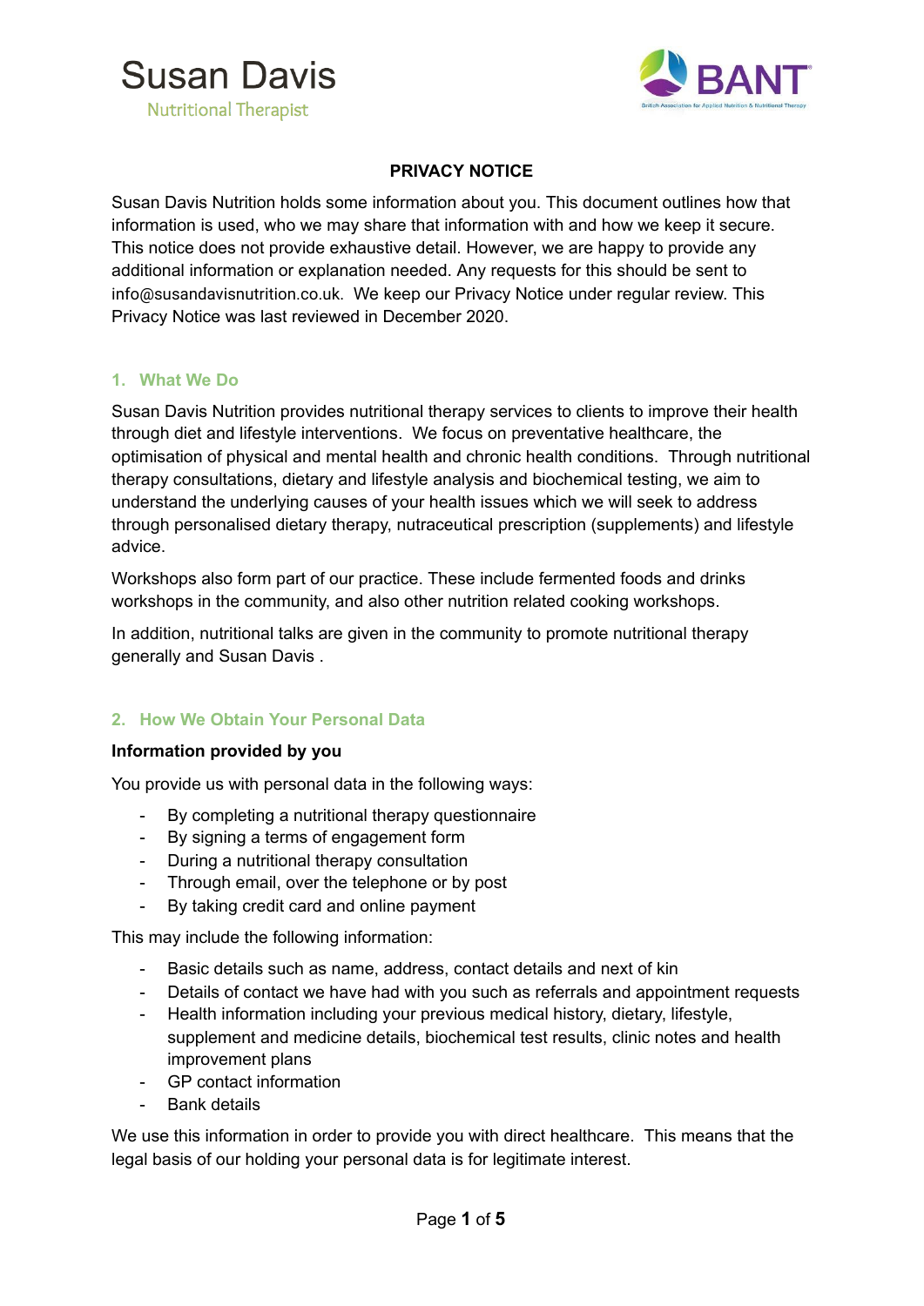Susan Davis
Nutritional Therapist

BANT

British Association for Applied Nutrition & Nutritional Therapy

# PRIVACY NOTICE

Susan Davis Nutrition holds some information about you. This document outlines how that information is used, who we may share that information with and how we keep it secure. This notice does not provide exhaustive detail. However, we are happy to provide any additional information or explanation needed. Any requests for this should be sent to info@susandavisnutrition.co.uk. We keep our Privacy Notice under regular review. This Privacy Notice was last reviewed in December 2020.

## 1. What We Do

Susan Davis Nutrition provides nutritional therapy services to clients to improve their health through diet and lifestyle interventions. We focus on preventative healthcare, the optimisation of physical and mental health and chronic health conditions. Through nutritional therapy consultations, dietary and lifestyle analysis and biochemical testing, we aim to understand the underlying causes of your health issues which we will seek to address through personalised dietary therapy, nutraceutical prescription (supplements) and lifestyle advice.

Workshops also form part of our practice. These include fermented foods and drinks workshops in the community, and also other nutrition related cooking workshops.

In addition, nutritional talks are given in the community to promote nutritional therapy generally and Susan Davis .

## 2. How We Obtain Your Personal Data

**Information provided by you**

You provide us with personal data in the following ways:

- By completing a nutritional therapy questionnaire
- By signing a terms of engagement form
- During a nutritional therapy consultation
- Through email, over the telephone or by post
- By taking credit card and online payment

This may include the following information:

- Basic details such as name, address, contact details and next of kin
- Details of contact we have had with you such as referrals and appointment requests
- Health information including your previous medical history, dietary, lifestyle, supplement and medicine details, biochemical test results, clinic notes and health improvement plans
- GP contact information
- Bank details

We use this information in order to provide you with direct healthcare. This means that the legal basis of our holding your personal data is for legitimate interest.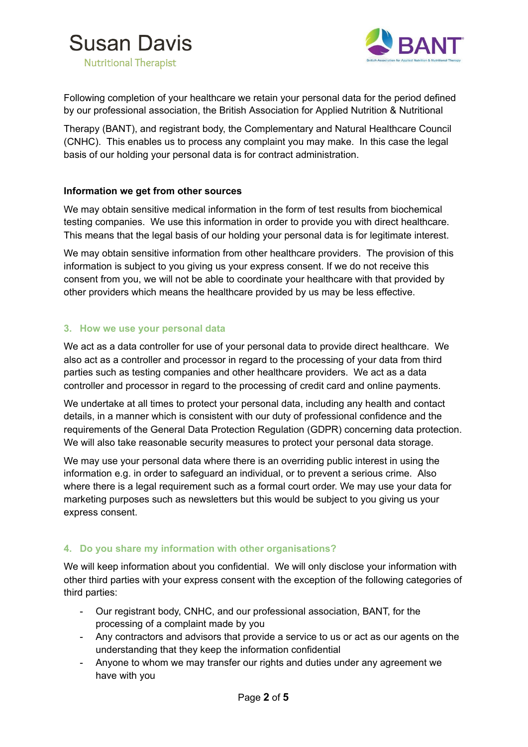Following completion of your healthcare we retain your personal data for the period defined by our professional association, the British Association for Applied Nutrition & Nutritional Therapy (BANT), and registrant body, the Complementary and Natural Healthcare Council (CNHC). This enables us to process any complaint you may make. In this case the legal basis of our holding your personal data is for contract administration.

**Information we get from other sources**

We may obtain sensitive medical information in the form of test results from biochemical testing companies. We use this information in order to provide you with direct healthcare. This means that the legal basis of our holding your personal data is for legitimate interest.

We may obtain sensitive information from other healthcare providers. The provision of this information is subject to you giving us your express consent. If we do not receive this consent from you, we will not be able to coordinate your healthcare with that provided by other providers which means the healthcare provided by us may be less effective.

## 3. How we use your personal data

We act as a data controller for use of your personal data to provide direct healthcare. We also act as a controller and processor in regard to the processing of your data from third parties such as testing companies and other healthcare providers. We act as a data controller and processor in regard to the processing of credit card and online payments.

We undertake at all times to protect your personal data, including any health and contact details, in a manner which is consistent with our duty of professional confidence and the requirements of the General Data Protection Regulation (GDPR) concerning data protection. We will also take reasonable security measures to protect your personal data storage.

We may use your personal data where there is an overriding public interest in using the information e.g. in order to safeguard an individual, or to prevent a serious crime. Also where there is a legal requirement such as a formal court order. We may use your data for marketing purposes such as newsletters but this would be subject to you giving us your express consent.

## 4. Do you share my information with other organisations?

We will keep information about you confidential. We will only disclose your information with other third parties with your express consent with the exception of the following categories of third parties:

- Our registrant body, CNHC, and our professional association, BANT, for the processing of a complaint made by you
- Any contractors and advisors that provide a service to us or act as our agents on the understanding that they keep the information confidential
- Anyone to whom we may transfer our rights and duties under any agreement we have with you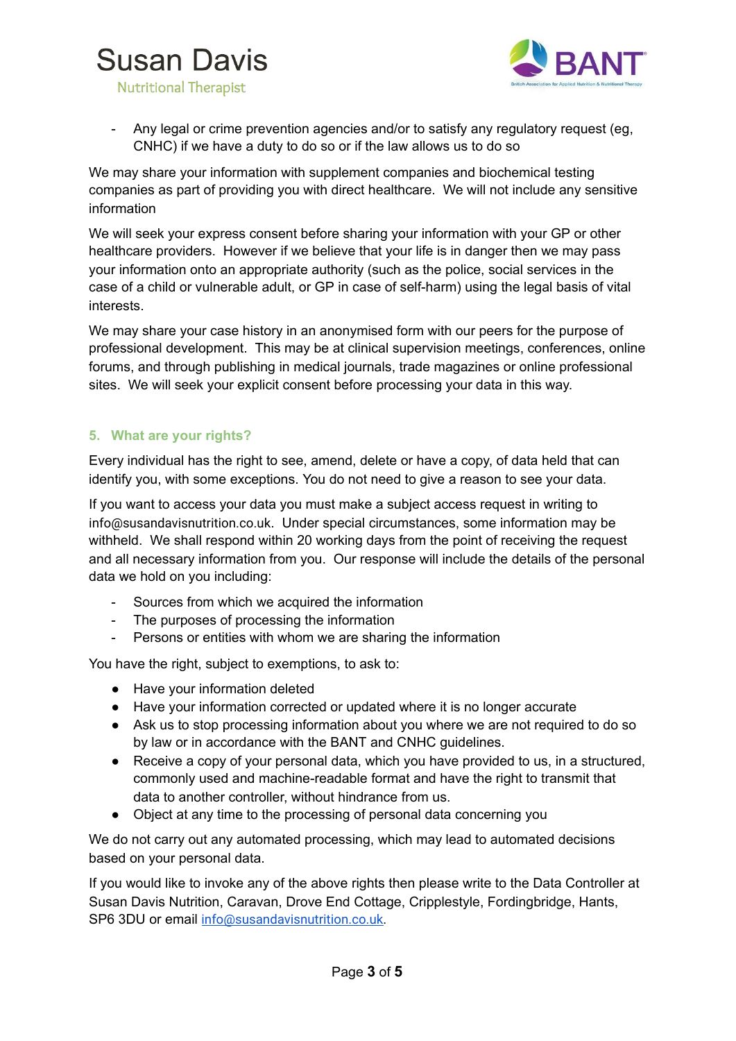- Any legal or crime prevention agencies and/or to satisfy any regulatory request (eg, CNHC) if we have a duty to do so or if the law allows us to do so

We may share your information with supplement companies and biochemical testing companies as part of providing you with direct healthcare. We will not include any sensitive information

We will seek your express consent before sharing your information with your GP or other healthcare providers. However if we believe that your life is in danger then we may pass your information onto an appropriate authority (such as the police, social services in the case of a child or vulnerable adult, or GP in case of self-harm) using the legal basis of vital interests.

We may share your case history in an anonymised form with our peers for the purpose of professional development. This may be at clinical supervision meetings, conferences, online forums, and through publishing in medical journals, trade magazines or online professional sites. We will seek your explicit consent before processing your data in this way.

## 5. What are your rights?

Every individual has the right to see, amend, delete or have a copy, of data held that can identify you, with some exceptions. You do not need to give a reason to see your data.

If you want to access your data you must make a subject access request in writing to info@susandavisnutrition.co.uk. Under special circumstances, some information may be withheld. We shall respond within 20 working days from the point of receiving the request and all necessary information from you. Our response will include the details of the personal data we hold on you including:

- Sources from which we acquired the information
- The purposes of processing the information
- Persons or entities with whom we are sharing the information

You have the right, subject to exemptions, to ask to:

- Have your information deleted
- Have your information corrected or updated where it is no longer accurate
- Ask us to stop processing information about you where we are not required to do so by law or in accordance with the BANT and CNHC guidelines.
- Receive a copy of your personal data, which you have provided to us, in a structured, commonly used and machine-readable format and have the right to transmit that data to another controller, without hindrance from us.
- Object at any time to the processing of personal data concerning you

We do not carry out any automated processing, which may lead to automated decisions based on your personal data.

If you would like to invoke any of the above rights then please write to the Data Controller at Susan Davis Nutrition, Caravan, Drove End Cottage, Cripplestyle, Fordingbridge, Hants, SP6 3DU or email info@susandavisnutrition.co.uk.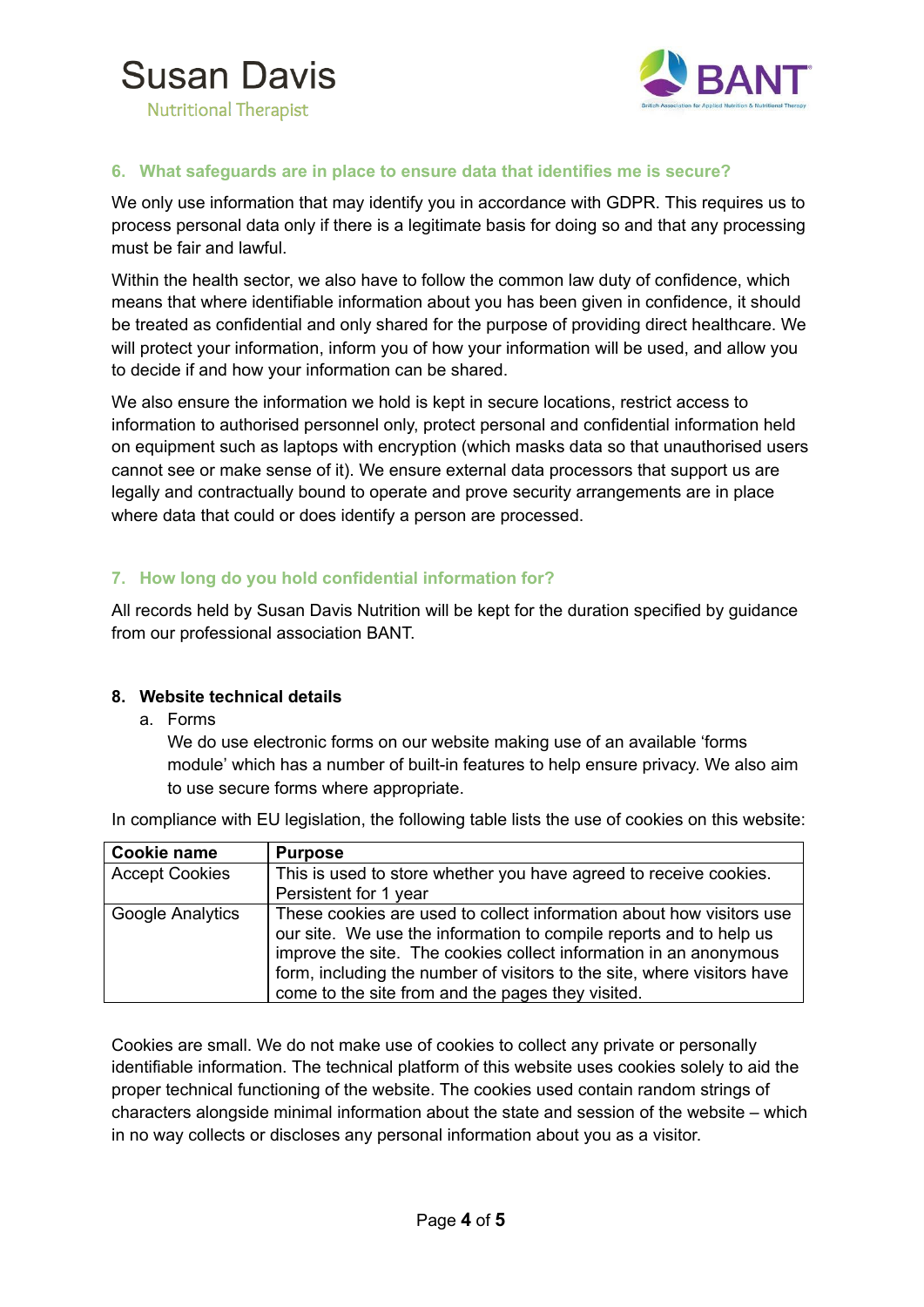## 6. What safeguards are in place to ensure data that identifies me is secure?

We only use information that may identify you in accordance with GDPR. This requires us to process personal data only if there is a legitimate basis for doing so and that any processing must be fair and lawful.

Within the health sector, we also have to follow the common law duty of confidence, which means that where identifiable information about you has been given in confidence, it should be treated as confidential and only shared for the purpose of providing direct healthcare. We will protect your information, inform you of how your information will be used, and allow you to decide if and how your information can be shared.

We also ensure the information we hold is kept in secure locations, restrict access to information to authorised personnel only, protect personal and confidential information held on equipment such as laptops with encryption (which masks data so that unauthorised users cannot see or make sense of it). We ensure external data processors that support us are legally and contractually bound to operate and prove security arrangements are in place where data that could or does identify a person are processed.

## 7. How long do you hold confidential information for?

All records held by Susan Davis Nutrition will be kept for the duration specified by guidance from our professional association BANT.

## 8. Website technical details

a. Forms

We do use electronic forms on our website making use of an available 'forms module' which has a number of built-in features to help ensure privacy. We also aim to use secure forms where appropriate.

In compliance with EU legislation, the following table lists the use of cookies on this website:

| Cookie name | Purpose |
|---|---|
| Accept Cookies | This is used to store whether you have agreed to receive cookies. Persistent for 1 year |
| Google Analytics | These cookies are used to collect information about how visitors use our site. We use the information to compile reports and to help us improve the site. The cookies collect information in an anonymous form, including the number of visitors to the site, where visitors have come to the site from and the pages they visited. |

Cookies are small. We do not make use of cookies to collect any private or personally identifiable information. The technical platform of this website uses cookies solely to aid the proper technical functioning of the website. The cookies used contain random strings of characters alongside minimal information about the state and session of the website – which in no way collects or discloses any personal information about you as a visitor.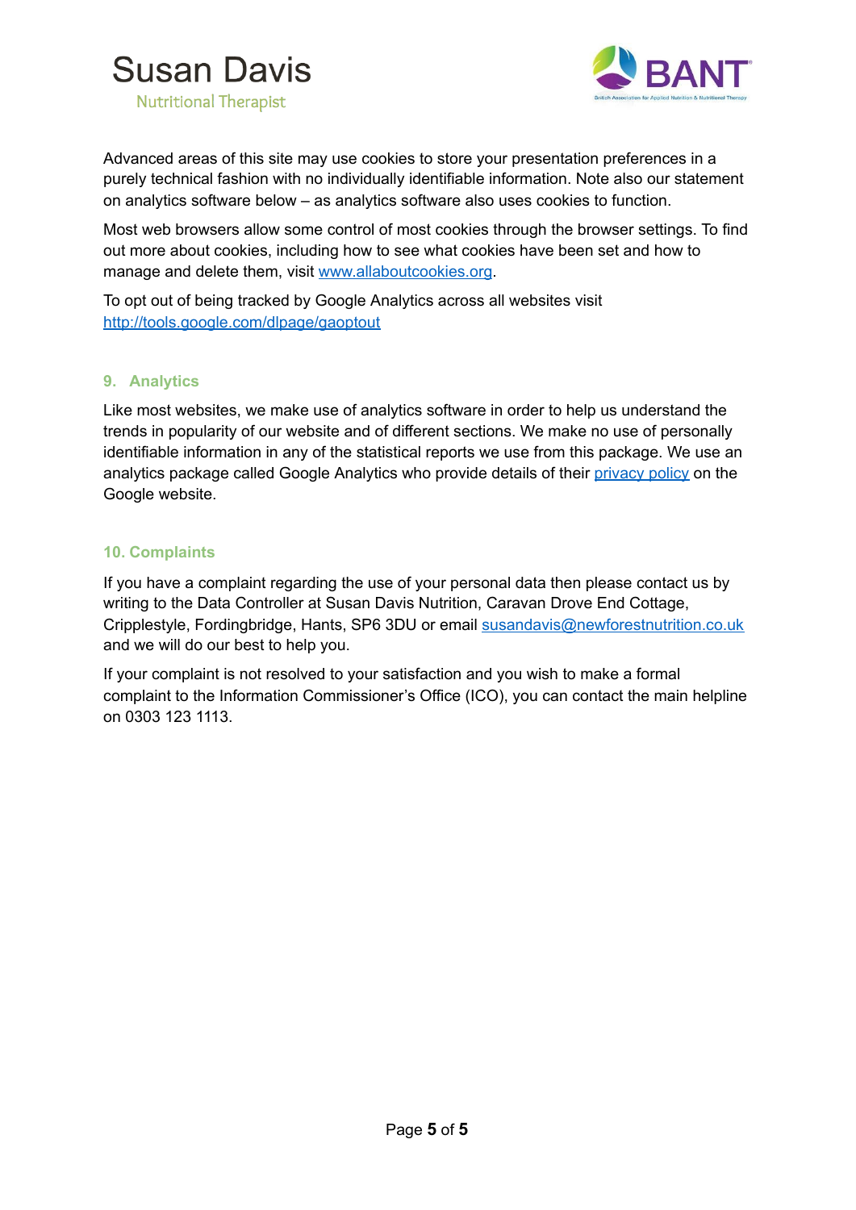Advanced areas of this site may use cookies to store your presentation preferences in a purely technical fashion with no individually identifiable information. Note also our statement on analytics software below – as analytics software also uses cookies to function.

Most web browsers allow some control of most cookies through the browser settings. To find out more about cookies, including how to see what cookies have been set and how to manage and delete them, visit [www.allaboutcookies.org](http://www.allaboutcookies.org).

To opt out of being tracked by Google Analytics across all websites visit [http://tools.google.com/dlpage/gaoptout](http://tools.google.com/dlpage/gaoptout)

## 9. Analytics

Like most websites, we make use of analytics software in order to help us understand the trends in popularity of our website and of different sections. We make no use of personally identifiable information in any of the statistical reports we use from this package. We use an analytics package called Google Analytics who provide details of their privacy policy on the Google website.

## 10. Complaints

If you have a complaint regarding the use of your personal data then please contact us by writing to the Data Controller at Susan Davis Nutrition, Caravan Drove End Cottage, Cripplestyle, Fordingbridge, Hants, SP6 3DU or email [susandavis@newforestnutrition.co.uk](mailto:susandavis@newforestnutrition.co.uk) and we will do our best to help you.

If your complaint is not resolved to your satisfaction and you wish to make a formal complaint to the Information Commissioner's Office (ICO), you can contact the main helpline on 0303 123 1113.